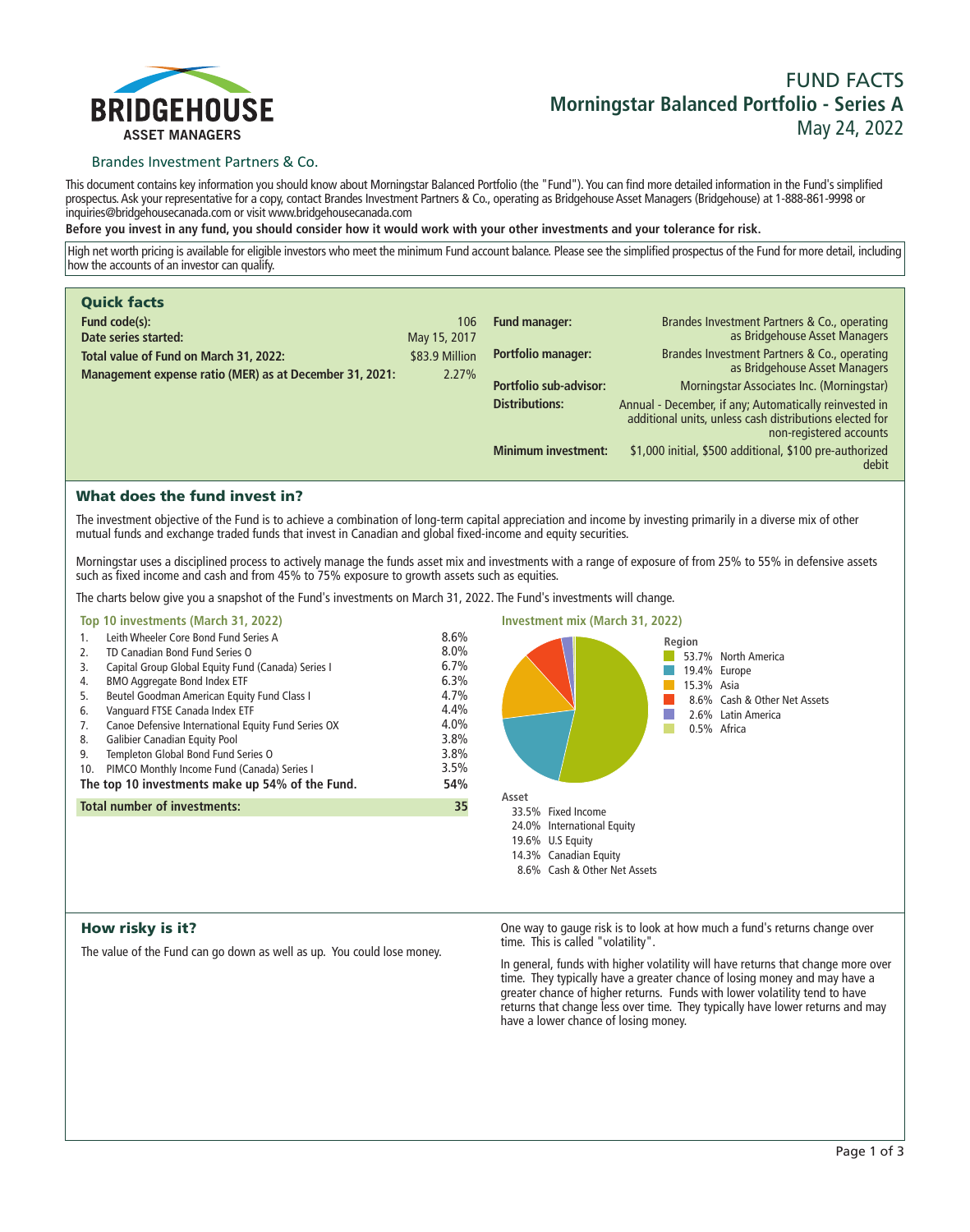# BRIDGEHOUSE ASSET MANAGERS

Brandes Investment Partners & Co.

# FUND FACTS
## Morningstar Balanced Portfolio - Series A
May 24, 2022

This document contains key information you should know about Morningstar Balanced Portfolio (the "Fund"). You can find more detailed information in the Fund's simplified prospectus. Ask your representative for a copy, contact Brandes Investment Partners & Co., operating as Bridgehouse Asset Managers (Bridgehouse) at 1-888-861-9998 or inquiries@bridgehousecanada.com or visit www.bridgehousecanada.com

**Before you invest in any fund, you should consider how it would work with your other investments and your tolerance for risk.**

High net worth pricing is available for eligible investors who meet the minimum Fund account balance. Please see the simplified prospectus of the Fund for more detail, including how the accounts of an investor can qualify.

## Quick facts

| | |
|---|---|
| **Fund code(s):** | 106 |
| **Date series started:** | May 15, 2017 |
| **Total value of Fund on March 31, 2022:** | $83.9 Million |
| **Management expense ratio (MER) as at December 31, 2021:** | 2.27% |
| **Fund manager:** | Brandes Investment Partners & Co., operating as Bridgehouse Asset Managers |
| **Portfolio manager:** | Brandes Investment Partners & Co., operating as Bridgehouse Asset Managers |
| **Portfolio sub-advisor:** | Morningstar Associates Inc. (Morningstar) |
| **Distributions:** | Annual - December, if any; Automatically reinvested in additional units, unless cash distributions elected for non-registered accounts |
| **Minimum investment:** | $1,000 initial, $500 additional, $100 pre-authorized debit |

## What does the fund invest in?

The investment objective of the Fund is to achieve a combination of long-term capital appreciation and income by investing primarily in a diverse mix of other mutual funds and exchange traded funds that invest in Canadian and global fixed-income and equity securities.

Morningstar uses a disciplined process to actively manage the funds asset mix and investments with a range of exposure of from 25% to 55% in defensive assets such as fixed income and cash and from 45% to 75% exposure to growth assets such as equities.

The charts below give you a snapshot of the Fund's investments on March 31, 2022. The Fund's investments will change.

### Top 10 investments (March 31, 2022)

| | | |
|---|---|---|
| 1. | Leith Wheeler Core Bond Fund Series A | 8.6% |
| 2. | TD Canadian Bond Fund Series O | 8.0% |
| 3. | Capital Group Global Equity Fund (Canada) Series I | 6.7% |
| 4. | BMO Aggregate Bond Index ETF | 6.3% |
| 5. | Beutel Goodman American Equity Fund Class I | 4.7% |
| 6. | Vanguard FTSE Canada Index ETF | 4.4% |
| 7. | Canoe Defensive International Equity Fund Series OX | 4.0% |
| 8. | Galibier Canadian Equity Pool | 3.8% |
| 9. | Templeton Global Bond Fund Series O | 3.8% |
| 10. | PIMCO Monthly Income Fund (Canada) Series I | 3.5% |
| | **The top 10 investments make up 54% of the Fund.** | **54%** |
| | **Total number of investments:** | **35** |

### Investment mix (March 31, 2022)

**Region**

| | |
|---|---|
| 53.7% | North America |
| 19.4% | Europe |
| 15.3% | Asia |
| 8.6% | Cash & Other Net Assets |
| 2.6% | Latin America |
| 0.5% | Africa |

**Asset**

| | |
|---|---|
| 33.5% | Fixed Income |
| 24.0% | International Equity |
| 19.6% | U.S Equity |
| 14.3% | Canadian Equity |
| 8.6% | Cash & Other Net Assets |

## How risky is it?

The value of the Fund can go down as well as up. You could lose money.

One way to gauge risk is to look at how much a fund's returns change over time. This is called "volatility".

In general, funds with higher volatility will have returns that change more over time. They typically have a greater chance of losing money and may have a greater chance of higher returns. Funds with lower volatility tend to have returns that change less over time. They typically have lower returns and may have a lower chance of losing money.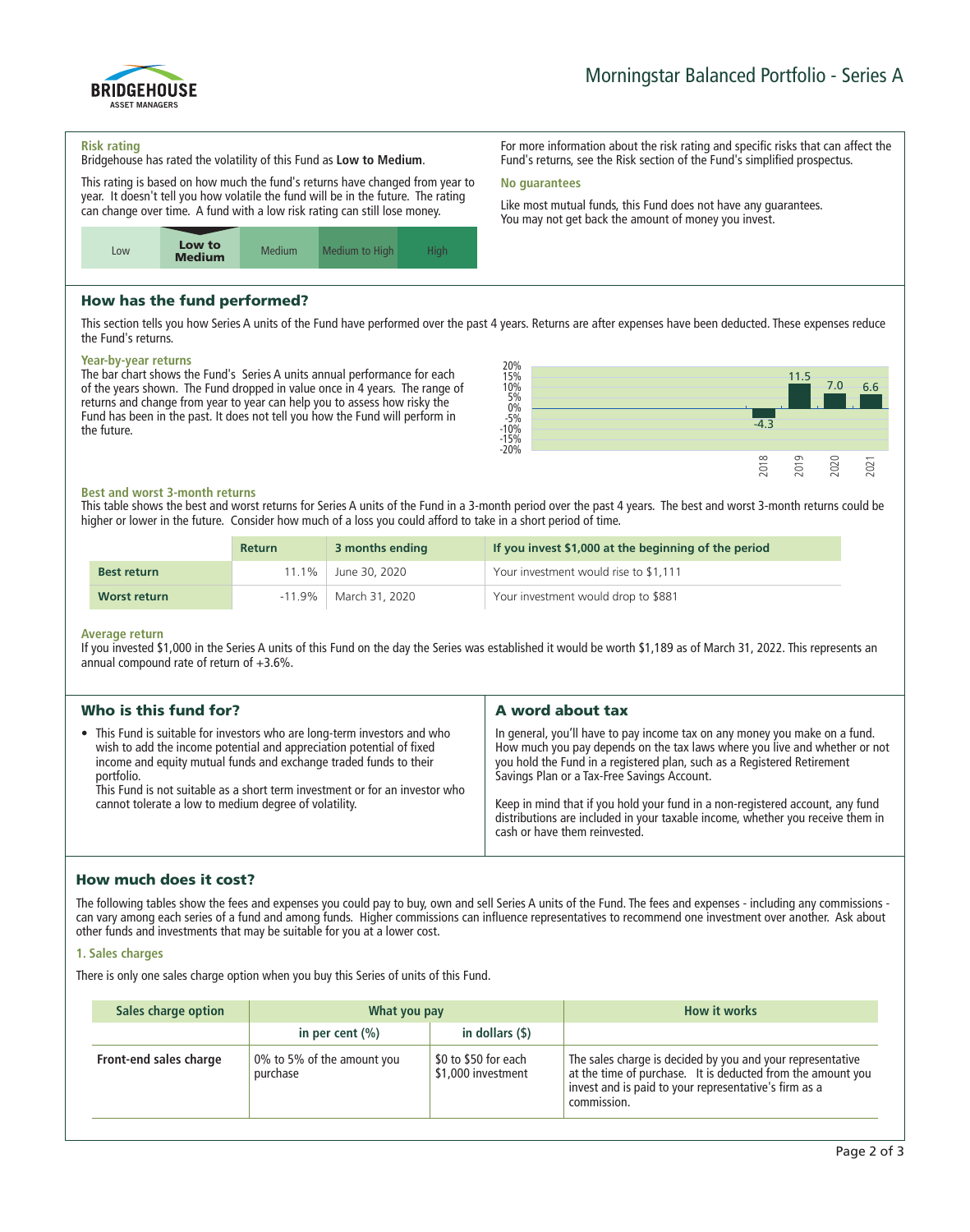# Morningstar Balanced Portfolio - Series A

### Risk rating

Bridgehouse has rated the volatility of this Fund as **Low to Medium**.

This rating is based on how much the fund's returns have changed from year to year. It doesn't tell you how volatile the fund will be in the future. The rating can change over time. A fund with a low risk rating can still lose money.

| Low | **Low to Medium** | Medium | Medium to High | High |
|---|---|---|---|---|

For more information about the risk rating and specific risks that can affect the Fund's returns, see the Risk section of the Fund's simplified prospectus.

### No guarantees

Like most mutual funds, this Fund does not have any guarantees. You may not get back the amount of money you invest.

## How has the fund performed?

This section tells you how Series A units of the Fund have performed over the past 4 years. Returns are after expenses have been deducted. These expenses reduce the Fund's returns.

### Year-by-year returns

The bar chart shows the Fund's Series A units annual performance for each of the years shown. The Fund dropped in value once in 4 years. The range of returns and change from year to year can help you to assess how risky the Fund has been in the past. It does not tell you how the Fund will perform in the future.

| Year | 2018 | 2019 | 2020 | 2021 |
|---|---|---|---|---|
| Return (%) | -4.3 | 11.5 | 7.0 | 6.6 |

### Best and worst 3-month returns

This table shows the best and worst returns for Series A units of the Fund in a 3-month period over the past 4 years. The best and worst 3-month returns could be higher or lower in the future. Consider how much of a loss you could afford to take in a short period of time.

| | Return | 3 months ending | If you invest $1,000 at the beginning of the period |
|---|---|---|---|
| **Best return** | 11.1% | June 30, 2020 | Your investment would rise to $1,111 |
| **Worst return** | -11.9% | March 31, 2020 | Your investment would drop to $881 |

### Average return

If you invested $1,000 in the Series A units of this Fund on the day the Series was established it would be worth $1,189 as of March 31, 2022. This represents an annual compound rate of return of +3.6%.

## Who is this fund for?

- This Fund is suitable for investors who are long-term investors and who wish to add the income potential and appreciation potential of fixed income and equity mutual funds and exchange traded funds to their portfolio.
  This Fund is not suitable as a short term investment or for an investor who cannot tolerate a low to medium degree of volatility.

## A word about tax

In general, you'll have to pay income tax on any money you make on a fund. How much you pay depends on the tax laws where you live and whether or not you hold the Fund in a registered plan, such as a Registered Retirement Savings Plan or a Tax-Free Savings Account.

Keep in mind that if you hold your fund in a non-registered account, any fund distributions are included in your taxable income, whether you receive them in cash or have them reinvested.

## How much does it cost?

The following tables show the fees and expenses you could pay to buy, own and sell Series A units of the Fund. The fees and expenses - including any commissions - can vary among each series of a fund and among funds. Higher commissions can influence representatives to recommend one investment over another. Ask about other funds and investments that may be suitable for you at a lower cost.

### 1. Sales charges

There is only one sales charge option when you buy this Series of units of this Fund.

| Sales charge option | What you pay | | How it works |
|---|---|---|---|
| | in per cent (%) | in dollars ($) | |
| **Front-end sales charge** | 0% to 5% of the amount you purchase | $0 to $50 for each $1,000 investment | The sales charge is decided by you and your representative at the time of purchase. It is deducted from the amount you invest and is paid to your representative's firm as a commission. |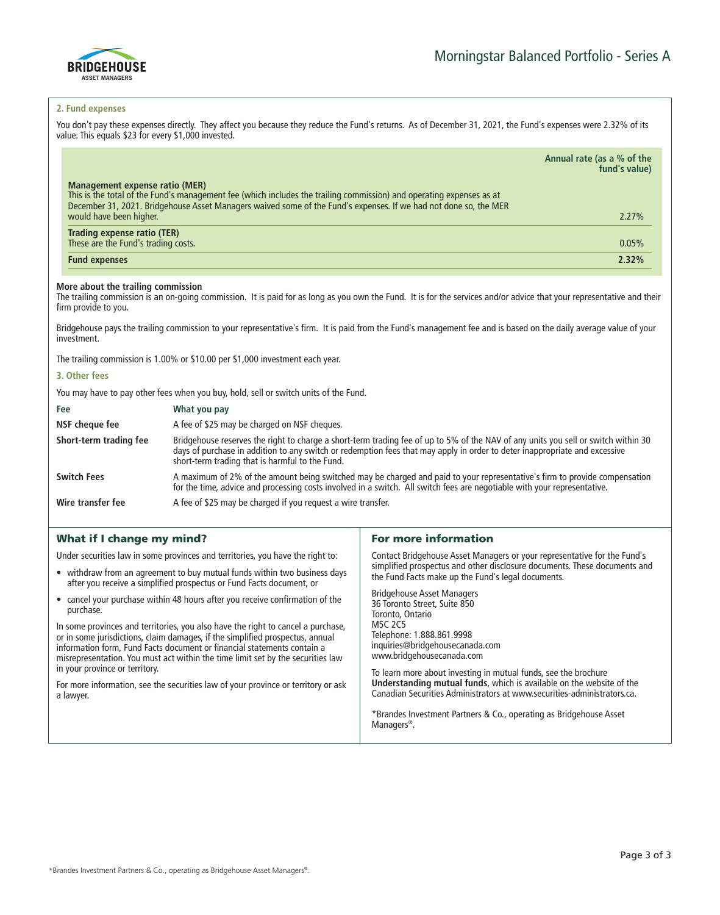# Morningstar Balanced Portfolio - Series A

## 2. Fund expenses

You don't pay these expenses directly. They affect you because they reduce the Fund's returns. As of December 31, 2021, the Fund's expenses were 2.32% of its value. This equals $23 for every $1,000 invested.

| | Annual rate (as a % of the fund's value) |
|---|---|
| **Management expense ratio (MER)**<br>This is the total of the Fund's management fee (which includes the trailing commission) and operating expenses as at December 31, 2021. Bridgehouse Asset Managers waived some of the Fund's expenses. If we had not done so, the MER would have been higher. | 2.27% |
| **Trading expense ratio (TER)**<br>These are the Fund's trading costs. | 0.05% |
| **Fund expenses** | **2.32%** |

**More about the trailing commission**

The trailing commission is an on-going commission. It is paid for as long as you own the Fund. It is for the services and/or advice that your representative and their firm provide to you.

Bridgehouse pays the trailing commission to your representative's firm. It is paid from the Fund's management fee and is based on the daily average value of your investment.

The trailing commission is 1.00% or $10.00 per $1,000 investment each year.

## 3. Other fees

You may have to pay other fees when you buy, hold, sell or switch units of the Fund.

| Fee | What you pay |
|---|---|
| **NSF cheque fee** | A fee of $25 may be charged on NSF cheques. |
| **Short-term trading fee** | Bridgehouse reserves the right to charge a short-term trading fee of up to 5% of the NAV of any units you sell or switch within 30 days of purchase in addition to any switch or redemption fees that may apply in order to deter inappropriate and excessive short-term trading that is harmful to the Fund. |
| **Switch Fees** | A maximum of 2% of the amount being switched may be charged and paid to your representative's firm to provide compensation for the time, advice and processing costs involved in a switch. All switch fees are negotiable with your representative. |
| **Wire transfer fee** | A fee of $25 may be charged if you request a wire transfer. |

## What if I change my mind?

Under securities law in some provinces and territories, you have the right to:

- withdraw from an agreement to buy mutual funds within two business days after you receive a simplified prospectus or Fund Facts document, or
- cancel your purchase within 48 hours after you receive confirmation of the purchase.

In some provinces and territories, you also have the right to cancel a purchase, or in some jurisdictions, claim damages, if the simplified prospectus, annual information form, Fund Facts document or financial statements contain a misrepresentation. You must act within the time limit set by the securities law in your province or territory.

For more information, see the securities law of your province or territory or ask a lawyer.

## For more information

Contact Bridgehouse Asset Managers or your representative for the Fund's simplified prospectus and other disclosure documents. These documents and the Fund Facts make up the Fund's legal documents.

Bridgehouse Asset Managers
36 Toronto Street, Suite 850
Toronto, Ontario
M5C 2C5
Telephone: 1.888.861.9998
inquiries@bridgehousecanada.com
www.bridgehousecanada.com

To learn more about investing in mutual funds, see the brochure **Understanding mutual funds**, which is available on the website of the Canadian Securities Administrators at www.securities-administrators.ca.

*Brandes Investment Partners & Co., operating as Bridgehouse Asset Managers®.